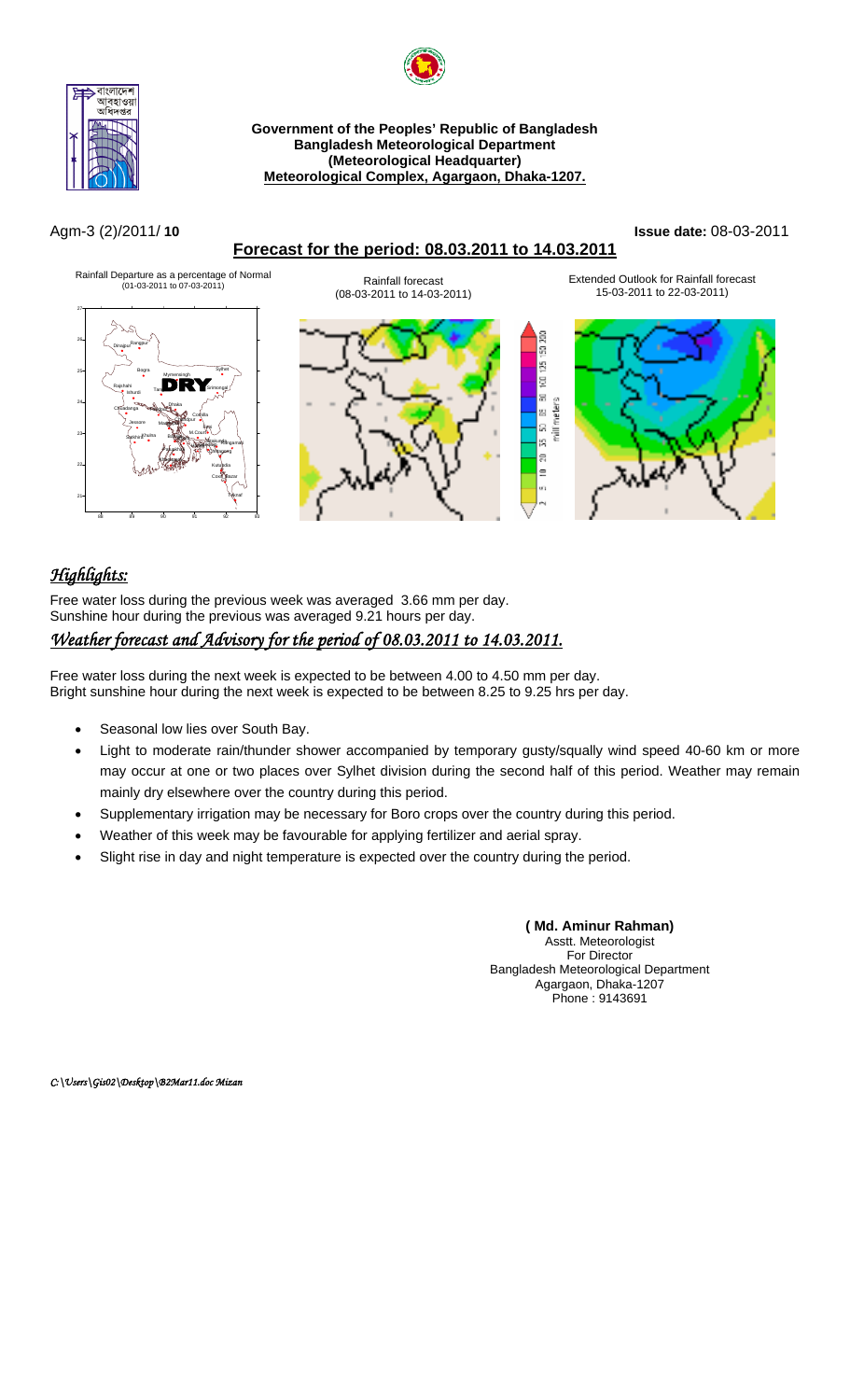**Government of the Peoples' Republic of Bangladesh**
**Bangladesh Meteorological Department**
**(Meteorological Headquarter)**
**Meteorological Complex, Agargaon, Dhaka-1207.**

Agm-3 (2)/2011/ **10** **Issue date:** 08-03-2011

## Forecast for the period: 08.03.2011 to 14.03.2011

Rainfall Departure as a percentage of Normal (01-03-2011 to 07-03-2011)

Rainfall forecast (08-03-2011 to 14-03-2011)

Extended Outlook for Rainfall forecast 15-03-2011 to 22-03-2011)

## *Highlights:*

Free water loss during the previous week was averaged 3.66 mm per day.
Sunshine hour during the previous was averaged 9.21 hours per day.

## *Weather forecast and Advisory for the period of 08.03.2011 to 14.03.2011.*

Free water loss during the next week is expected to be between 4.00 to 4.50 mm per day.
Bright sunshine hour during the next week is expected to be between 8.25 to 9.25 hrs per day.

- Seasonal low lies over South Bay.
- Light to moderate rain/thunder shower accompanied by temporary gusty/squally wind speed 40-60 km or more may occur at one or two places over Sylhet division during the second half of this period. Weather may remain mainly dry elsewhere over the country during this period.
- Supplementary irrigation may be necessary for Boro crops over the country during this period.
- Weather of this week may be favourable for applying fertilizer and aerial spray.
- Slight rise in day and night temperature is expected over the country during the period.

**( Md. Aminur Rahman)**
Asstt. Meteorologist
For Director
Bangladesh Meteorological Department
Agargaon, Dhaka-1207
Phone : 9143691

*C:\Users\Gis02\Desktop\B2Mar11.doc Mizan*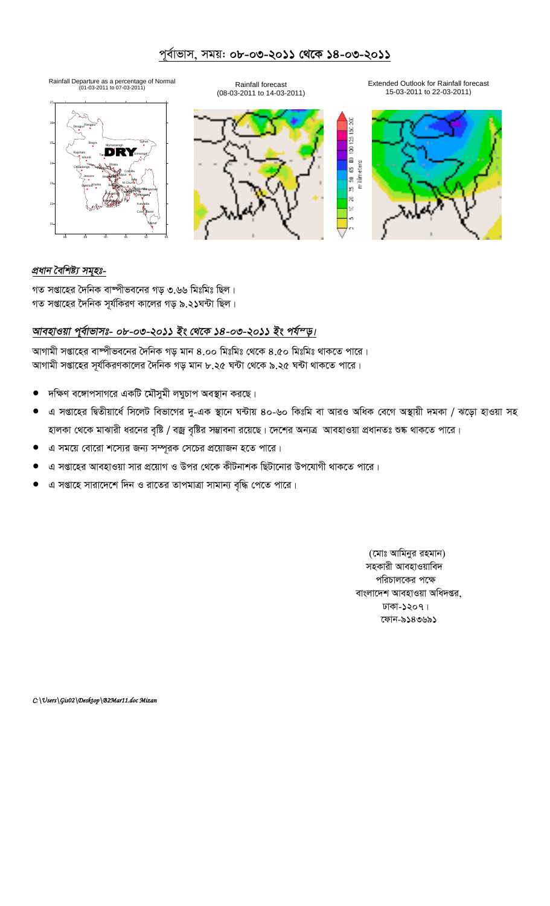# পূর্বাভাস, সময়ঃ ০৮-০৩-২০১১ থেকে ১৪-০৩-২০১১

Rainfall Departure as a percentage of Normal (01-03-2011 to 07-03-2011)

Rainfall forecast (08-03-2011 to 14-03-2011)

Extended Outlook for Rainfall forecast 15-03-2011 to 22-03-2011)

## *প্রধান বৈশিষ্ট্য সমূহঃ-*

গত সপ্তাহের দৈনিক বাষ্পীভবনের গড় ৩.৬৬ মিঃমিঃ ছিল।
গত সপ্তাহের দৈনিক সূর্যকিরণ কালের গড় ৯.২১ঘন্টা ছিল।

## *আবহাওয়া পূর্বাভাসঃ- ০৮-০৩-২০১১ ইং থেকে ১৪-০৩-২০১১ ইং পর্যন্ত।*

আগামী সপ্তাহের বাষ্পীভবনের দৈনিক গড় মান ৪.০০ মিঃমিঃ থেকে ৪.৫০ মিঃমিঃ থাকতে পারে।
আগামী সপ্তাহের সূর্যকিরণকালের দৈনিক গড় মান ৮.২৫ ঘন্টা থেকে ৯.২৫ ঘন্টা থাকতে পারে।

- দক্ষিণ বঙ্গোপসাগরে একটি মৌসুমী লঘুচাপ অবস্থান করছে।
- এ সপ্তাহের দ্বিতীয়ার্ধে সিলেট বিভাগের দু-এক স্থানে ঘন্টায় ৪০-৬০ কিঃমি বা আরও অধিক বেগে অস্থায়ী দমকা / ঝড়ো হাওয়া সহ হালকা থেকে মাঝারী ধরনের বৃষ্টি / বজ্র বৃষ্টির সম্ভাবনা রয়েছে। দেশের অন্যত্র আবহাওয়া প্রধানতঃ শুষ্ক থাকতে পারে।
- এ সময়ে বোরো শস্যের জন্য সম্পূরক সেচের প্রয়োজন হতে পারে।
- এ সপ্তাহের আবহাওয়া সার প্রয়োগ ও উপর থেকে কীটনাশক ছিটানোর উপযোগী থাকতে পারে।
- এ সপ্তাহে সারাদেশে দিন ও রাতের তাপমাত্রা সামান্য বৃদ্ধি পেতে পারে।

(মোঃ আমিনুর রহমান)
সহকারী আবহাওয়াবিদ
পরিচালকের পক্ষে
বাংলাদেশ আবহাওয়া অধিদপ্তর,
ঢাকা-১২০৭।
ফোন-৯১৪৩৬৯১

*C:\Users\Gis02\Desktop\B2Mar11.doc Mizan*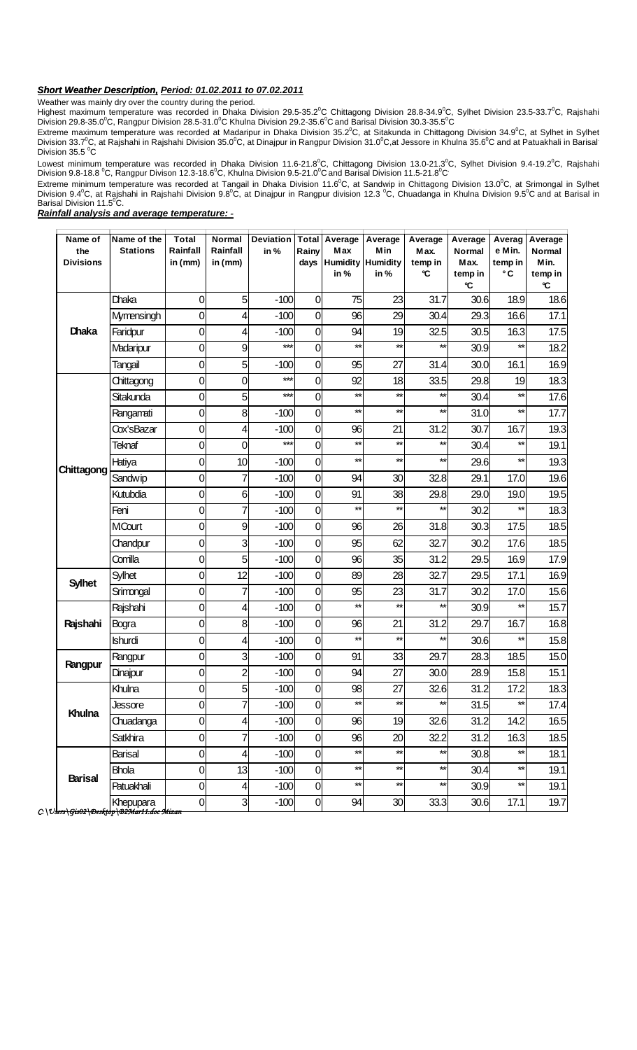***Short Weather Description**, Period: 01.02.2011 to 07.02.2011*

Weather was mainly dry over the country during the period.

Highest maximum temperature was recorded in Dhaka Division 29.5-35.2°C, Chittagong Division 28.8-34.9°C, Sylhet Division 23.5-33.7°C, Rajshahi Division 29.8-35.0°C, Rangpur Division 28.5-31.0°C Khulna Division 29.2-35.6°C and Barisal Division 30.3-35.5°C

Extreme maximum temperature was recorded at Madaripur in Dhaka Division 35.2°C, at Sitakunda in Chittagong Division 34.9°C, at Sylhet in Sylhet Division 33.7°C, at Rajshahi in Rajshahi Division 35.0°C, at Dinajpur in Rangpur Division 31.0°C,at Jessore in Khulna 35.6°C and at Patuakhali in Barisal Division 35.5 °C

Lowest minimum temperature was recorded in Dhaka Division 11.6-21.8°C, Chittagong Division 13.0-21.3°C, Sylhet Division 9.4-19.2°C, Rajshahi Division 9.8-18.8 °C, Rangpur Divison 12.3-18.6°C, Khulna Division 9.5-21.0°C and Barisal Division 11.5-21.8°C.

Extreme minimum temperature was recorded at Tangail in Dhaka Division 11.6°C, at Sandwip in Chittagong Division 13.0°C, at Srimongal in Sylhet Division 9.4°C, at Rajshahi in Rajshahi Division 9.8°C, at Dinajpur in Rangpur division 12.3 °C, Chuadanga in Khulna Division 9.5°C and at Barisal in Barisal Division 11.5°C.

***Rainfall analysis and average temperature:** -*

| Name of the Divisions | Name of the Stations | Total Rainfall in (mm) | Normal Rainfall in (mm) | Deviation in % | Total Rainy days | Average Max Humidity in % | Average Min Humidity in % | Average Max. temp in ℃ | Average Normal Max. temp in ℃ | Average Min. temp in °C | Average Normal Min. temp in ℃ |
|---|---|---|---|---|---|---|---|---|---|---|---|
| Dhaka | Dhaka | 0 | 5 | -100 | 0 | 75 | 23 | 31.7 | 30.6 | 18.9 | 18.6 |
| | Mymensingh | 0 | 4 | -100 | 0 | 96 | 29 | 30.4 | 29.3 | 16.6 | 17.1 |
| | Faridpur | 0 | 4 | -100 | 0 | 94 | 19 | 32.5 | 30.5 | 16.3 | 17.5 |
| | Madaripur | 0 | 9 | *** | 0 | ** | ** | ** | 30.9 | ** | 18.2 |
| | Tangail | 0 | 5 | -100 | 0 | 95 | 27 | 31.4 | 30.0 | 16.1 | 16.9 |
| Chittagong | Chittagong | 0 | 0 | *** | 0 | 92 | 18 | 33.5 | 29.8 | 19 | 18.3 |
| | Sitakunda | 0 | 5 | *** | 0 | ** | ** | ** | 30.4 | ** | 17.6 |
| | Rangamati | 0 | 8 | -100 | 0 | ** | ** | ** | 31.0 | ** | 17.7 |
| | Cox'sBazar | 0 | 4 | -100 | 0 | 96 | 21 | 31.2 | 30.7 | 16.7 | 19.3 |
| | Teknaf | 0 | 0 | *** | 0 | ** | ** | ** | 30.4 | ** | 19.1 |
| | Hatiya | 0 | 10 | -100 | 0 | ** | ** | ** | 29.6 | ** | 19.3 |
| | Sandwip | 0 | 7 | -100 | 0 | 94 | 30 | 32.8 | 29.1 | 17.0 | 19.6 |
| | Kutubdia | 0 | 6 | -100 | 0 | 91 | 38 | 29.8 | 29.0 | 19.0 | 19.5 |
| | Feni | 0 | 7 | -100 | 0 | ** | ** | ** | 30.2 | ** | 18.3 |
| | MCourt | 0 | 9 | -100 | 0 | 96 | 26 | 31.8 | 30.3 | 17.5 | 18.5 |
| | Chandpur | 0 | 3 | -100 | 0 | 95 | 62 | 32.7 | 30.2 | 17.6 | 18.5 |
| | Comilla | 0 | 5 | -100 | 0 | 96 | 35 | 31.2 | 29.5 | 16.9 | 17.9 |
| Sylhet | Sylhet | 0 | 12 | -100 | 0 | 89 | 28 | 32.7 | 29.5 | 17.1 | 16.9 |
| | Srimongal | 0 | 7 | -100 | 0 | 95 | 23 | 31.7 | 30.2 | 17.0 | 15.6 |
| Rajshahi | Rajshahi | 0 | 4 | -100 | 0 | ** | ** | ** | 30.9 | ** | 15.7 |
| | Bogra | 0 | 8 | -100 | 0 | 96 | 21 | 31.2 | 29.7 | 16.7 | 16.8 |
| | Ishurdi | 0 | 4 | -100 | 0 | ** | ** | ** | 30.6 | ** | 15.8 |
| Rangpur | Rangpur | 0 | 3 | -100 | 0 | 91 | 33 | 29.7 | 28.3 | 18.5 | 15.0 |
| | Dinajpur | 0 | 2 | -100 | 0 | 94 | 27 | 30.0 | 28.9 | 15.8 | 15.1 |
| Khulna | Khulna | 0 | 5 | -100 | 0 | 98 | 27 | 32.6 | 31.2 | 17.2 | 18.3 |
| | Jessore | 0 | 7 | -100 | 0 | ** | ** | ** | 31.5 | ** | 17.4 |
| | Chuadanga | 0 | 4 | -100 | 0 | 96 | 19 | 32.6 | 31.2 | 14.2 | 16.5 |
| | Satkhira | 0 | 7 | -100 | 0 | 96 | 20 | 32.2 | 31.2 | 16.3 | 18.5 |
| Barisal | Barisal | 0 | 4 | -100 | 0 | ** | ** | ** | 30.8 | ** | 18.1 |
| | Bhola | 0 | 13 | -100 | 0 | ** | ** | ** | 30.4 | ** | 19.1 |
| | Patuakhali | 0 | 4 | -100 | 0 | ** | ** | ** | 30.9 | ** | 19.1 |
| | Khepupara | 0 | 3 | -100 | 0 | 94 | 30 | 33.3 | 30.6 | 17.1 | 19.7 |

C:\Users\Gis02\Desktop\B2Mar11.doc Mizan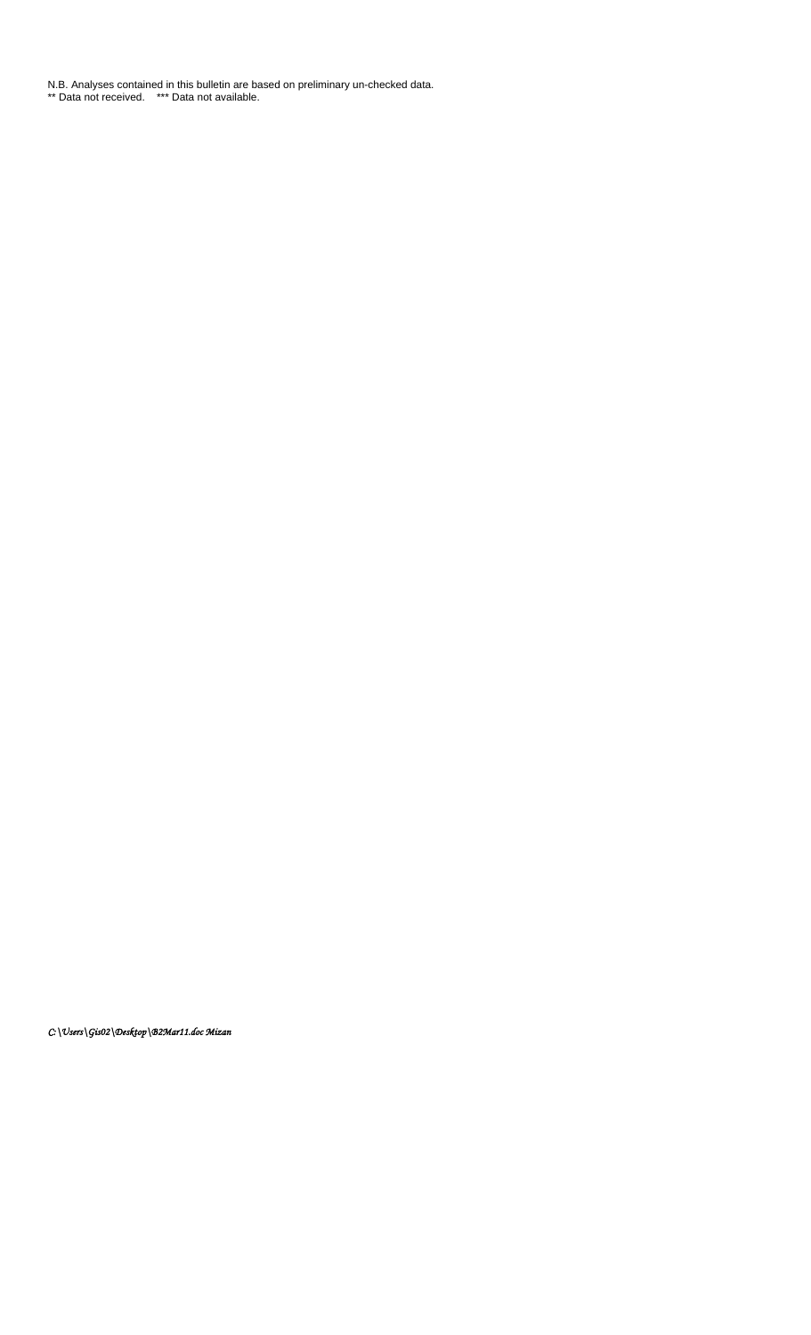N.B. Analyses contained in this bulletin are based on preliminary un-checked data.
** Data not received. *** Data not available.

*C:\Users\Gis02\Desktop\B2Mar11.doc Mizan*